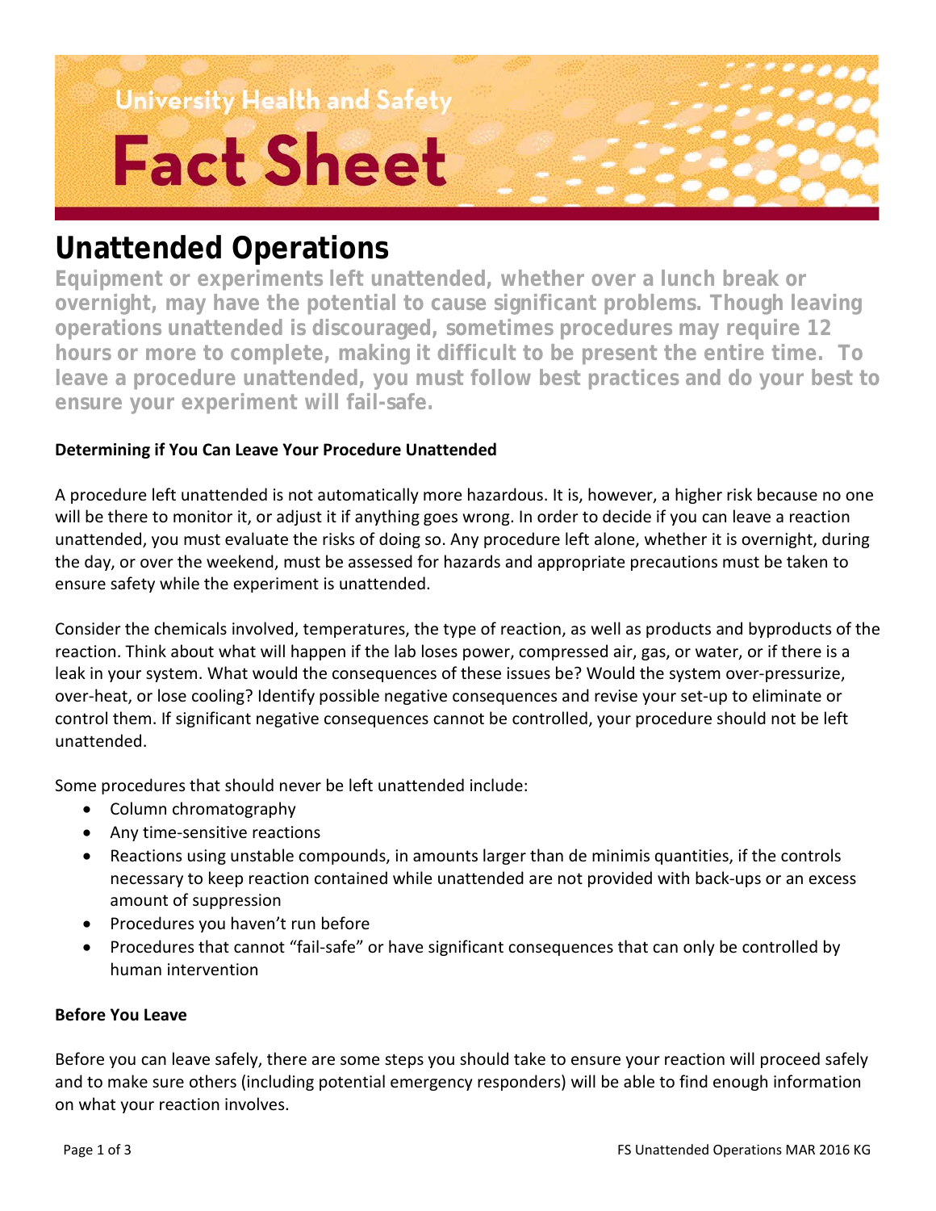University Health and Safety

# Fact Sheet

## Unattended Operations

**Equipment or experiments left unattended, whether over a lunch break or overnight, may have the potential to cause significant problems. Though leaving operations unattended is discouraged, sometimes procedures may require 12 hours or more to complete, making it difficult to be present the entire time. To leave a procedure unattended, you must follow best practices and do your best to ensure your experiment will fail-safe.**

**Determining if You Can Leave Your Procedure Unattended**

A procedure left unattended is not automatically more hazardous. It is, however, a higher risk because no one will be there to monitor it, or adjust it if anything goes wrong. In order to decide if you can leave a reaction unattended, you must evaluate the risks of doing so. Any procedure left alone, whether it is overnight, during the day, or over the weekend, must be assessed for hazards and appropriate precautions must be taken to ensure safety while the experiment is unattended.

Consider the chemicals involved, temperatures, the type of reaction, as well as products and byproducts of the reaction. Think about what will happen if the lab loses power, compressed air, gas, or water, or if there is a leak in your system. What would the consequences of these issues be? Would the system over-pressurize, over-heat, or lose cooling? Identify possible negative consequences and revise your set-up to eliminate or control them. If significant negative consequences cannot be controlled, your procedure should not be left unattended.

Some procedures that should never be left unattended include:

- Column chromatography
- Any time-sensitive reactions
- Reactions using unstable compounds, in amounts larger than de minimis quantities, if the controls necessary to keep reaction contained while unattended are not provided with back-ups or an excess amount of suppression
- Procedures you haven't run before
- Procedures that cannot "fail-safe" or have significant consequences that can only be controlled by human intervention

**Before You Leave**

Before you can leave safely, there are some steps you should take to ensure your reaction will proceed safely and to make sure others (including potential emergency responders) will be able to find enough information on what your reaction involves.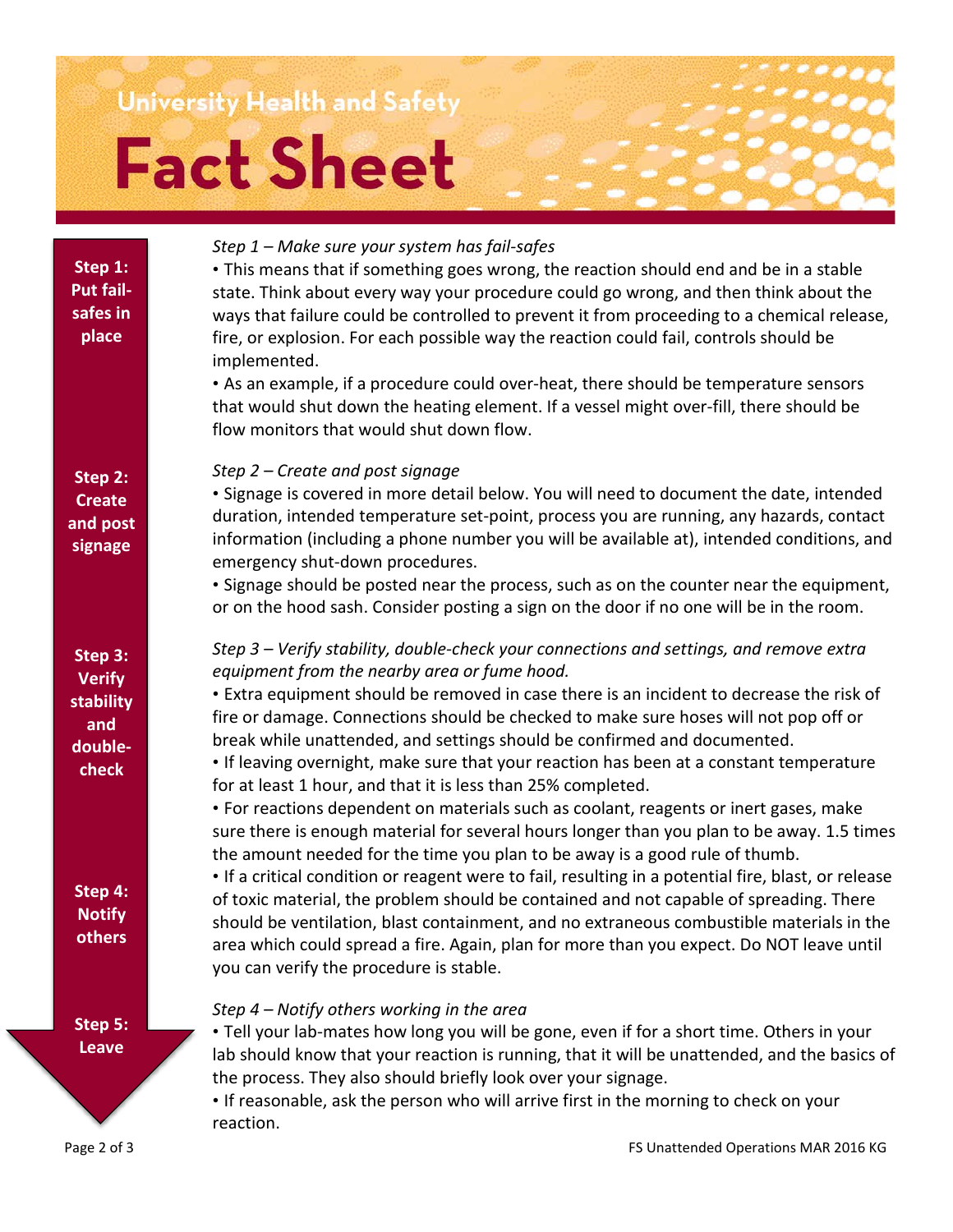University Health and Safety

# Fact Sheet

**Step 1: Put fail-safes in place**

**Step 2: Create and post signage**

**Step 3: Verify stability and double-check**

**Step 4: Notify others**

**Step 5: Leave**

*Step 1 – Make sure your system has fail-safes*

- This means that if something goes wrong, the reaction should end and be in a stable state. Think about every way your procedure could go wrong, and then think about the ways that failure could be controlled to prevent it from proceeding to a chemical release, fire, or explosion. For each possible way the reaction could fail, controls should be implemented.
- As an example, if a procedure could over-heat, there should be temperature sensors that would shut down the heating element. If a vessel might over-fill, there should be flow monitors that would shut down flow.

*Step 2 – Create and post signage*

- Signage is covered in more detail below. You will need to document the date, intended duration, intended temperature set-point, process you are running, any hazards, contact information (including a phone number you will be available at), intended conditions, and emergency shut-down procedures.
- Signage should be posted near the process, such as on the counter near the equipment, or on the hood sash. Consider posting a sign on the door if no one will be in the room.

*Step 3 – Verify stability, double-check your connections and settings, and remove extra equipment from the nearby area or fume hood.*

- Extra equipment should be removed in case there is an incident to decrease the risk of fire or damage. Connections should be checked to make sure hoses will not pop off or break while unattended, and settings should be confirmed and documented.
- If leaving overnight, make sure that your reaction has been at a constant temperature for at least 1 hour, and that it is less than 25% completed.
- For reactions dependent on materials such as coolant, reagents or inert gases, make sure there is enough material for several hours longer than you plan to be away. 1.5 times the amount needed for the time you plan to be away is a good rule of thumb.
- If a critical condition or reagent were to fail, resulting in a potential fire, blast, or release of toxic material, the problem should be contained and not capable of spreading. There should be ventilation, blast containment, and no extraneous combustible materials in the area which could spread a fire. Again, plan for more than you expect. Do NOT leave until you can verify the procedure is stable.

*Step 4 – Notify others working in the area*

- Tell your lab-mates how long you will be gone, even if for a short time. Others in your lab should know that your reaction is running, that it will be unattended, and the basics of the process. They also should briefly look over your signage.
- If reasonable, ask the person who will arrive first in the morning to check on your reaction.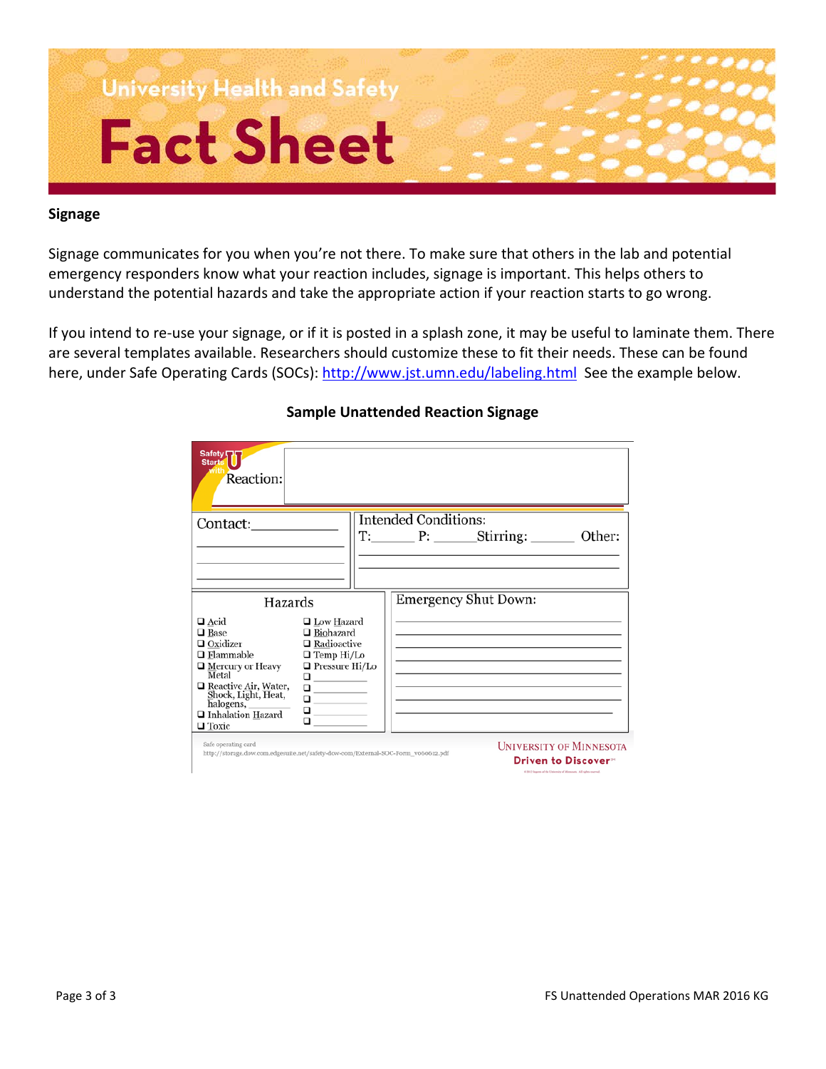# University Health and Safety Fact Sheet

**Signage**

Signage communicates for you when you're not there. To make sure that others in the lab and potential emergency responders know what your reaction includes, signage is important. This helps others to understand the potential hazards and take the appropriate action if your reaction starts to go wrong.

If you intend to re-use your signage, or if it is posted in a splash zone, it may be useful to laminate them. There are several templates available. Researchers should customize these to fit their needs. These can be found here, under Safe Operating Cards (SOCs): http://www.jst.umn.edu/labeling.html See the example below.

**Sample Unattended Reaction Signage**

Safety Starts with U

Reaction:

Contact:\_\_\_\_\_\_\_\_\_\_\_\_

Intended Conditions:

T:\_\_\_\_\_\_ P: \_\_\_\_\_\_Stirring: \_\_\_\_\_\_ Other:

Hazards

- ❑ Acid
- ❑ Base
- ❑ Oxidizer
- ❑ Flammable
- ❑ Mercury or Heavy Metal
- ❑ Reactive Air, Water, Shock, Light, Heat, halogens, \_\_\_\_\_\_
- ❑ Inhalation Hazard
- ❑ Toxic
- ❑ Low Hazard
- ❑ Biohazard
- ❑ Radioactive
- ❑ Temp Hi/Lo
- ❑ Pressure Hi/Lo
- ❑ \_\_\_\_\_\_\_\_
- ❑ \_\_\_\_\_\_\_\_
- ❑ \_\_\_\_\_\_\_\_
- ❑ \_\_\_\_\_\_\_\_
- ❑ \_\_\_\_\_\_\_\_

Emergency Shut Down:

Safe operating card
http://storage.dow.com.edgesuite.net/safety-dow-com/External-SOC-Form_v060612.pdf

University of Minnesota
Driven to Discover